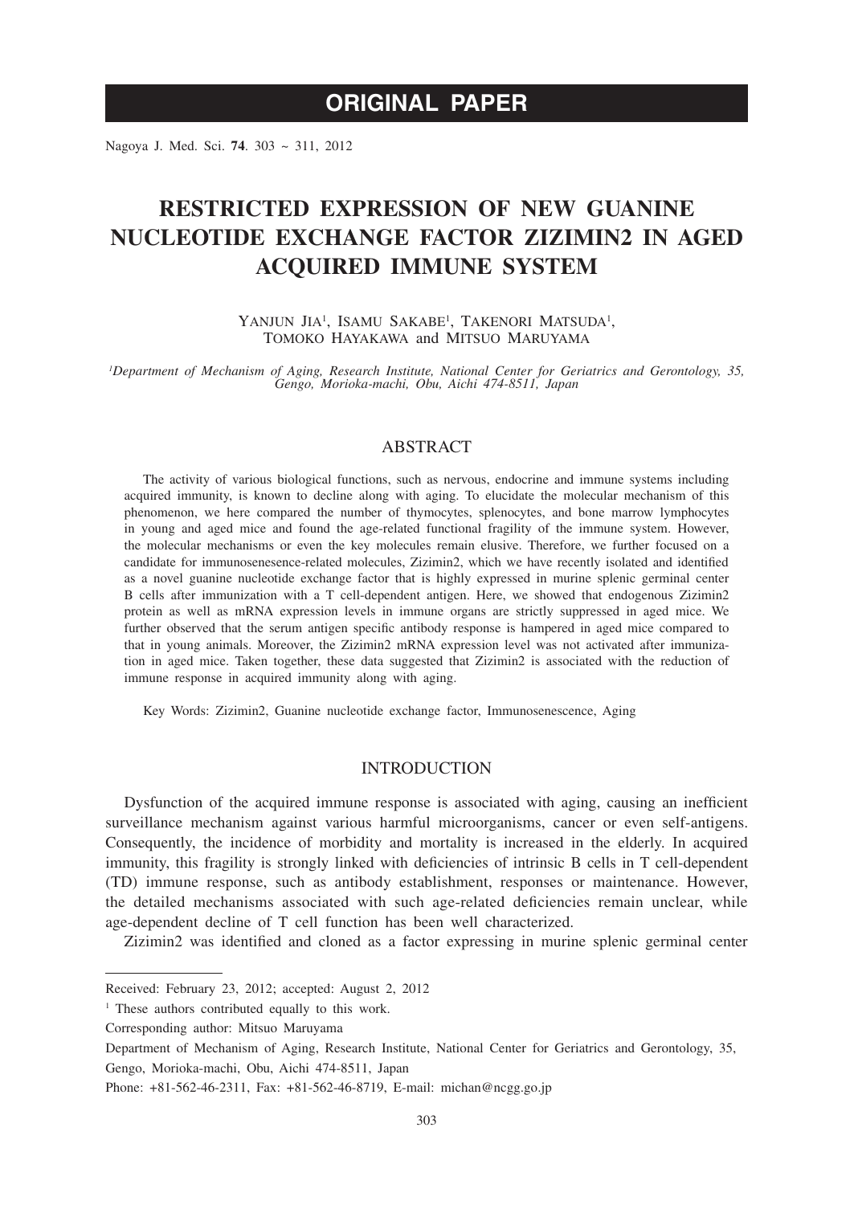ORIGINAL PAPER

# RESTRICTED EXPRESSION OF NEW GUANINE NUCLEOTIDE EXCHANGE FACTOR ZIZIMIN2 IN AGED ACQUIRED IMMUNE SYSTEM

YANJUN JIA[1], ISAMU SAKABE[1], TAKENORI MATSUDA[1], TOMOKO HAYAKAWA and MITSUO MARUYAMA

*Department of Mechanism of Aging, Research Institute, National Center for Geriatrics and Gerontology, 35, Gengo, Morioka-machi, Obu, Aichi 474-8511, Japan*

## ABSTRACT

The activity of various biological functions, such as nervous, endocrine and immune systems including acquired immunity, is known to decline along with aging. To elucidate the molecular mechanism of this phenomenon, we here compared the number of thymocytes, splenocytes, and bone marrow lymphocytes in young and aged mice and found the age-related functional fragility of the immune system. However, the molecular mechanisms or even the key molecules remain elusive. Therefore, we further focused on a candidate for immunosenesence-related molecules, Zizimin2, which we have recently isolated and identified as a novel guanine nucleotide exchange factor that is highly expressed in murine splenic germinal center B cells after immunization with a T cell-dependent antigen. Here, we showed that endogenous Zizimin2 protein as well as mRNA expression levels in immune organs are strictly suppressed in aged mice. We further observed that the serum antigen specific antibody response is hampered in aged mice compared to that in young animals. Moreover, the Zizimin2 mRNA expression level was not activated after immunization in aged mice. Taken together, these data suggested that Zizimin2 is associated with the reduction of immune response in acquired immunity along with aging.

Key Words: Zizimin2, Guanine nucleotide exchange factor, Immunosenescence, Aging

## INTRODUCTION

Dysfunction of the acquired immune response is associated with aging, causing an inefficient surveillance mechanism against various harmful microorganisms, cancer or even self-antigens. Consequently, the incidence of morbidity and mortality is increased in the elderly. In acquired immunity, this fragility is strongly linked with deficiencies of intrinsic B cells in T cell-dependent (TD) immune response, such as antibody establishment, responses or maintenance. However, the detailed mechanisms associated with such age-related deficiencies remain unclear, while age-dependent decline of T cell function has been well characterized.

Zizimin2 was identified and cloned as a factor expressing in murine splenic germinal center

---

Received: February 23, 2012; accepted: August 2, 2012

[1] These authors contributed equally to this work.

Corresponding author: Mitsuo Maruyama

Department of Mechanism of Aging, Research Institute, National Center for Geriatrics and Gerontology, 35, Gengo, Morioka-machi, Obu, Aichi 474-8511, Japan

Phone: +81-562-46-2311, Fax: +81-562-46-8719, E-mail: michan@ncgg.go.jp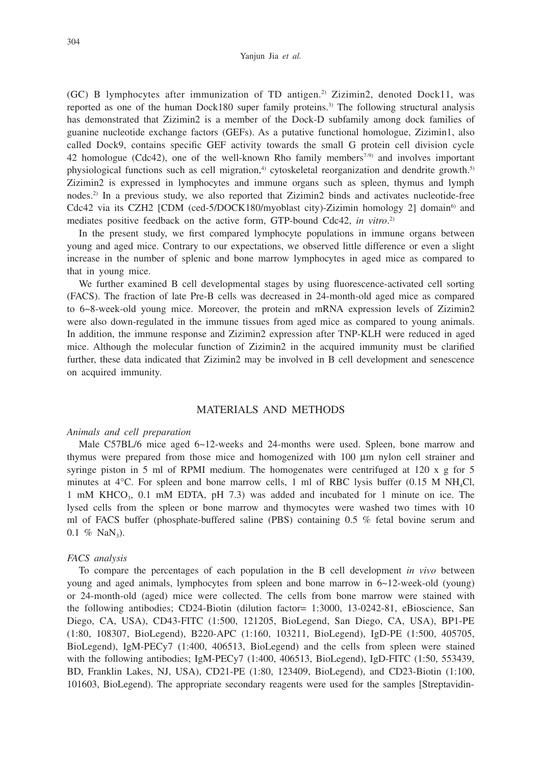(GC) B lymphocytes after immunization of TD antigen.[2] Zizimin2, denoted Dock11, was reported as one of the human Dock180 super family proteins.[3] The following structural analysis has demonstrated that Zizimin2 is a member of the Dock-D subfamily among dock families of guanine nucleotide exchange factors (GEFs). As a putative functional homologue, Zizimin1, also called Dock9, contains specific GEF activity towards the small G protein cell division cycle 42 homologue (Cdc42), one of the well-known Rho family members[7-9] and involves important physiological functions such as cell migration,[4] cytoskeletal reorganization and dendrite growth.[5] Zizimin2 is expressed in lymphocytes and immune organs such as spleen, thymus and lymph nodes.[2] In a previous study, we also reported that Zizimin2 binds and activates nucleotide-free Cdc42 via its CZH2 [CDM (ced-5/DOCK180/myoblast city)-Zizimin homology 2] domain[6] and mediates positive feedback on the active form, GTP-bound Cdc42, *in vitro*.[2]

In the present study, we first compared lymphocyte populations in immune organs between young and aged mice. Contrary to our expectations, we observed little difference or even a slight increase in the number of splenic and bone marrow lymphocytes in aged mice as compared to that in young mice.

We further examined B cell developmental stages by using fluorescence-activated cell sorting (FACS). The fraction of late Pre-B cells was decreased in 24-month-old aged mice as compared to 6~8-week-old young mice. Moreover, the protein and mRNA expression levels of Zizimin2 were also down-regulated in the immune tissues from aged mice as compared to young animals. In addition, the immune response and Zizimin2 expression after TNP-KLH were reduced in aged mice. Although the molecular function of Zizimin2 in the acquired immunity must be clarified further, these data indicated that Zizimin2 may be involved in B cell development and senescence on acquired immunity.

## MATERIALS AND METHODS

### *Animals and cell preparation*

Male C57BL/6 mice aged 6~12-weeks and 24-months were used. Spleen, bone marrow and thymus were prepared from those mice and homogenized with 100 μm nylon cell strainer and syringe piston in 5 ml of RPMI medium. The homogenates were centrifuged at 120 x g for 5 minutes at 4°C. For spleen and bone marrow cells, 1 ml of RBC lysis buffer (0.15 M $NH_4Cl$, 1 mM $KHCO_3$, 0.1 mM EDTA, pH 7.3) was added and incubated for 1 minute on ice. The lysed cells from the spleen or bone marrow and thymocytes were washed two times with 10 ml of FACS buffer (phosphate-buffered saline (PBS) containing 0.5 % fetal bovine serum and 0.1 % $NaN_3$).

### *FACS analysis*

To compare the percentages of each population in the B cell development *in vivo* between young and aged animals, lymphocytes from spleen and bone marrow in 6~12-week-old (young) or 24-month-old (aged) mice were collected. The cells from bone marrow were stained with the following antibodies; CD24-Biotin (dilution factor= 1:3000, 13-0242-81, eBioscience, San Diego, CA, USA), CD43-FITC (1:500, 121205, BioLegend, San Diego, CA, USA), BP1-PE (1:80, 108307, BioLegend), B220-APC (1:160, 103211, BioLegend), IgD-PE (1:500, 405705, BioLegend), IgM-PECy7 (1:400, 406513, BioLegend) and the cells from spleen were stained with the following antibodies; IgM-PECy7 (1:400, 406513, BioLegend), IgD-FITC (1:50, 553439, BD, Franklin Lakes, NJ, USA), CD21-PE (1:80, 123409, BioLegend), and CD23-Biotin (1:100, 101603, BioLegend). The appropriate secondary reagents were used for the samples [Streptavidin-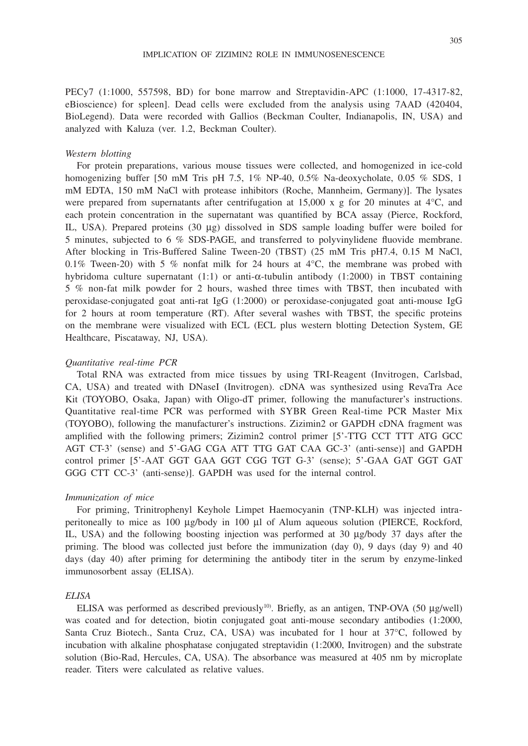PECy7 (1:1000, 557598, BD) for bone marrow and Streptavidin-APC (1:1000, 17-4317-82, eBioscience) for spleen]. Dead cells were excluded from the analysis using 7AAD (420404, BioLegend). Data were recorded with Gallios (Beckman Coulter, Indianapolis, IN, USA) and analyzed with Kaluza (ver. 1.2, Beckman Coulter).

*Western blotting*

For protein preparations, various mouse tissues were collected, and homogenized in ice-cold homogenizing buffer [50 mM Tris pH 7.5, 1% NP-40, 0.5% Na-deoxycholate, 0.05 % SDS, 1 mM EDTA, 150 mM NaCl with protease inhibitors (Roche, Mannheim, Germany)]. The lysates were prepared from supernatants after centrifugation at 15,000 x g for 20 minutes at 4°C, and each protein concentration in the supernatant was quantified by BCA assay (Pierce, Rockford, IL, USA). Prepared proteins (30 μg) dissolved in SDS sample loading buffer were boiled for 5 minutes, subjected to 6 % SDS-PAGE, and transferred to polyvinylidene fluovide membrane. After blocking in Tris-Buffered Saline Tween-20 (TBST) (25 mM Tris pH7.4, 0.15 M NaCl, 0.1% Tween-20) with 5 % nonfat milk for 24 hours at 4°C, the membrane was probed with hybridoma culture supernatant (1:1) or anti-α-tubulin antibody (1:2000) in TBST containing 5 % non-fat milk powder for 2 hours, washed three times with TBST, then incubated with peroxidase-conjugated goat anti-rat IgG (1:2000) or peroxidase-conjugated goat anti-mouse IgG for 2 hours at room temperature (RT). After several washes with TBST, the specific proteins on the membrane were visualized with ECL (ECL plus western blotting Detection System, GE Healthcare, Piscataway, NJ, USA).

*Quantitative real-time PCR*

Total RNA was extracted from mice tissues by using TRI-Reagent (Invitrogen, Carlsbad, CA, USA) and treated with DNaseI (Invitrogen). cDNA was synthesized using RevaTra Ace Kit (TOYOBO, Osaka, Japan) with Oligo-dT primer, following the manufacturer's instructions. Quantitative real-time PCR was performed with SYBR Green Real-time PCR Master Mix (TOYOBO), following the manufacturer's instructions. Zizimin2 or GAPDH cDNA fragment was amplified with the following primers; Zizimin2 control primer [5'-TTG CCT TTT ATG GCC AGT CT-3' (sense) and 5'-GAG CGA ATT TTG GAT CAA GC-3' (anti-sense)] and GAPDH control primer [5'-AAT GGT GAA GGT CGG TGT G-3' (sense); 5'-GAA GAT GGT GAT GGG CTT CC-3' (anti-sense)]. GAPDH was used for the internal control.

*Immunization of mice*

For priming, Trinitrophenyl Keyhole Limpet Haemocyanin (TNP-KLH) was injected intraperitoneally to mice as 100 μg/body in 100 μl of Alum aqueous solution (PIERCE, Rockford, IL, USA) and the following boosting injection was performed at 30 μg/body 37 days after the priming. The blood was collected just before the immunization (day 0), 9 days (day 9) and 40 days (day 40) after priming for determining the antibody titer in the serum by enzyme-linked immunosorbent assay (ELISA).

*ELISA*

ELISA was performed as described previously[10]. Briefly, as an antigen, TNP-OVA (50 μg/well) was coated and for detection, biotin conjugated goat anti-mouse secondary antibodies (1:2000, Santa Cruz Biotech., Santa Cruz, CA, USA) was incubated for 1 hour at 37°C, followed by incubation with alkaline phosphatase conjugated streptavidin (1:2000, Invitrogen) and the substrate solution (Bio-Rad, Hercules, CA, USA). The absorbance was measured at 405 nm by microplate reader. Titers were calculated as relative values.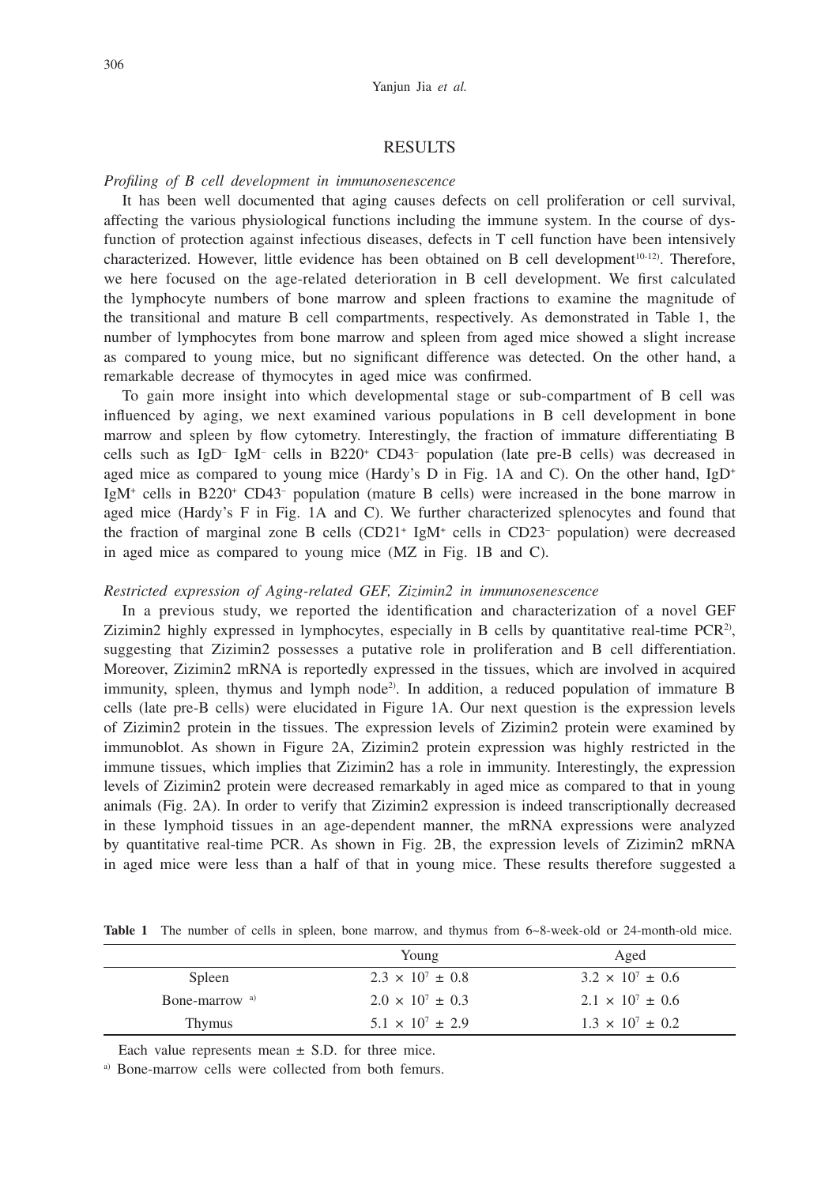## RESULTS

### *Profiling of B cell development in immunosenescence*

It has been well documented that aging causes defects on cell proliferation or cell survival, affecting the various physiological functions including the immune system. In the course of dysfunction of protection against infectious diseases, defects in T cell function have been intensively characterized. However, little evidence has been obtained on B cell development[10-12]. Therefore, we here focused on the age-related deterioration in B cell development. We first calculated the lymphocyte numbers of bone marrow and spleen fractions to examine the magnitude of the transitional and mature B cell compartments, respectively. As demonstrated in Table 1, the number of lymphocytes from bone marrow and spleen from aged mice showed a slight increase as compared to young mice, but no significant difference was detected. On the other hand, a remarkable decrease of thymocytes in aged mice was confirmed.

To gain more insight into which developmental stage or sub-compartment of B cell was influenced by aging, we next examined various populations in B cell development in bone marrow and spleen by flow cytometry. Interestingly, the fraction of immature differentiating B cells such as $IgD^-$ $IgM^-$ cells in $B220^+$ $CD43^-$ population (late pre-B cells) was decreased in aged mice as compared to young mice (Hardy's D in Fig. 1A and C). On the other hand, $IgD^+$ $IgM^+$ cells in $B220^+$ $CD43^-$ population (mature B cells) were increased in the bone marrow in aged mice (Hardy's F in Fig. 1A and C). We further characterized splenocytes and found that the fraction of marginal zone B cells ($CD21^+$ $IgM^+$ cells in $CD23^-$ population) were decreased in aged mice as compared to young mice (MZ in Fig. 1B and C).

### *Restricted expression of Aging-related GEF, Zizimin2 in immunosenescence*

In a previous study, we reported the identification and characterization of a novel GEF Zizimin2 highly expressed in lymphocytes, especially in B cells by quantitative real-time PCR[2], suggesting that Zizimin2 possesses a putative role in proliferation and B cell differentiation. Moreover, Zizimin2 mRNA is reportedly expressed in the tissues, which are involved in acquired immunity, spleen, thymus and lymph node[2]. In addition, a reduced population of immature B cells (late pre-B cells) were elucidated in Figure 1A. Our next question is the expression levels of Zizimin2 protein in the tissues. The expression levels of Zizimin2 protein were examined by immunoblot. As shown in Figure 2A, Zizimin2 protein expression was highly restricted in the immune tissues, which implies that Zizimin2 has a role in immunity. Interestingly, the expression levels of Zizimin2 protein were decreased remarkably in aged mice as compared to that in young animals (Fig. 2A). In order to verify that Zizimin2 expression is indeed transcriptionally decreased in these lymphoid tissues in an age-dependent manner, the mRNA expressions were analyzed by quantitative real-time PCR. As shown in Fig. 2B, the expression levels of Zizimin2 mRNA in aged mice were less than a half of that in young mice. These results therefore suggested a

**Table 1** The number of cells in spleen, bone marrow, and thymus from 6~8-week-old or 24-month-old mice.

| | Young | Aged |
|---|---|---|
| Spleen | $2.3 \times 10^7 \pm 0.8$ | $3.2 \times 10^7 \pm 0.6$ |
| Bone-marrow [a] | $2.0 \times 10^7 \pm 0.3$ | $2.1 \times 10^7 \pm 0.6$ |
| Thymus | $5.1 \times 10^7 \pm 2.9$ | $1.3 \times 10^7 \pm 0.2$ |

Each value represents mean ± S.D. for three mice.

[a] Bone-marrow cells were collected from both femurs.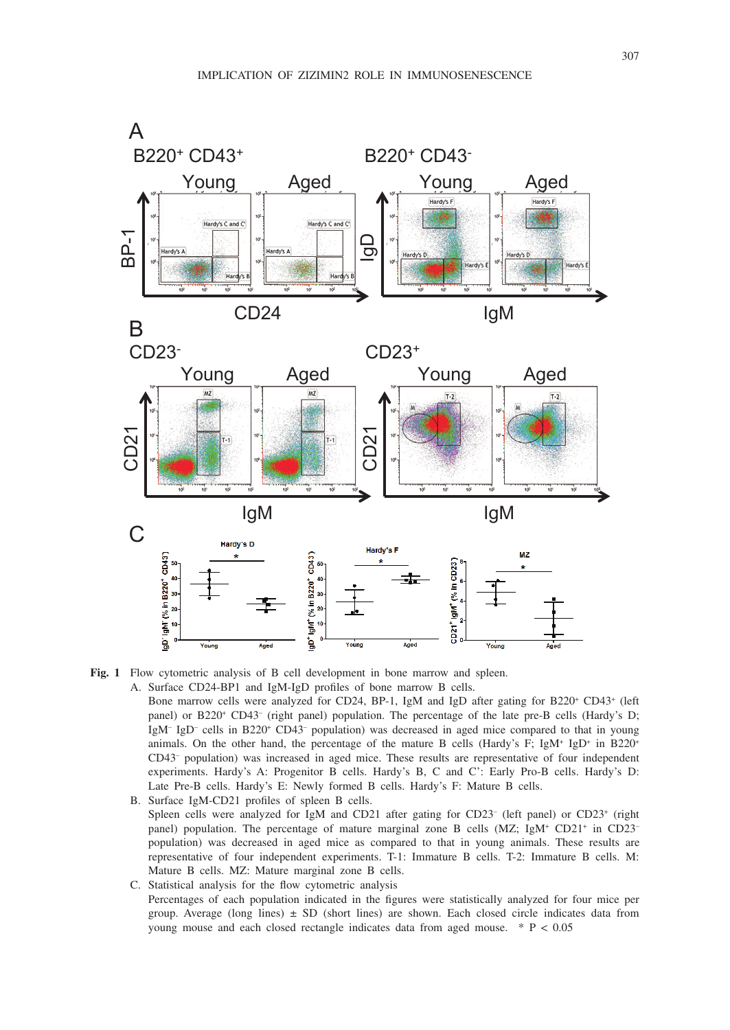**Fig. 1** Flow cytometric analysis of B cell development in bone marrow and spleen.

A. Surface CD24-BP1 and IgM-IgD profiles of bone marrow B cells.
Bone marrow cells were analyzed for CD24, BP-1, IgM and IgD after gating for B220⁺ CD43⁺ (left panel) or B220⁺ CD43⁻ (right panel) population. The percentage of the late pre-B cells (Hardy's D; IgM⁻ IgD⁻ cells in B220⁺ CD43⁻ population) was decreased in aged mice compared to that in young animals. On the other hand, the percentage of the mature B cells (Hardy's F; IgM⁺ IgD⁺ in B220⁺ CD43⁻ population) was increased in aged mice. These results are representative of four independent experiments. Hardy's A: Progenitor B cells. Hardy's B, C and C': Early Pro-B cells. Hardy's D: Late Pre-B cells. Hardy's E: Newly formed B cells. Hardy's F: Mature B cells.

B. Surface IgM-CD21 profiles of spleen B cells.
Spleen cells were analyzed for IgM and CD21 after gating for CD23⁻ (left panel) or CD23⁺ (right panel) population. The percentage of mature marginal zone B cells (MZ; IgM⁺ CD21⁺ in CD23⁻ population) was decreased in aged mice as compared to that in young animals. These results are representative of four independent experiments. T-1: Immature B cells. T-2: Immature B cells. M: Mature B cells. MZ: Mature marginal zone B cells.

C. Statistical analysis for the flow cytometric analysis
Percentages of each population indicated in the figures were statistically analyzed for four mice per group. Average (long lines) ± SD (short lines) are shown. Each closed circle indicates data from young mouse and each closed rectangle indicates data from aged mouse. * $P < 0.05$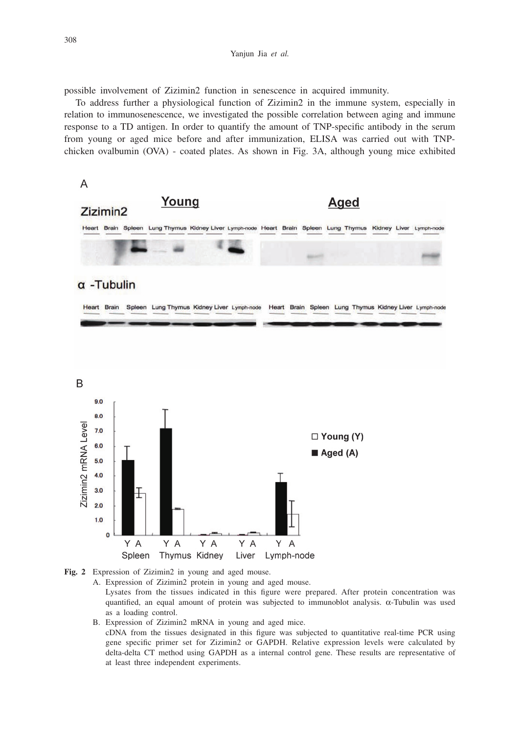possible involvement of Zizimin2 function in senescence in acquired immunity.

To address further a physiological function of Zizimin2 in the immune system, especially in relation to immunosenescence, we investigated the possible correlation between aging and immune response to a TD antigen. In order to quantify the amount of TNP-specific antibody in the serum from young or aged mice before and after immunization, ELISA was carried out with TNP-chicken ovalbumin (OVA) - coated plates. As shown in Fig. 3A, although young mice exhibited

**Fig. 2** Expression of Zizimin2 in young and aged mouse.

A. Expression of Zizimin2 protein in young and aged mouse.
Lysates from the tissues indicated in this figure were prepared. After protein concentration was quantified, an equal amount of protein was subjected to immunoblot analysis. α-Tubulin was used as a loading control.

B. Expression of Zizimin2 mRNA in young and aged mice.
cDNA from the tissues designated in this figure was subjected to quantitative real-time PCR using gene specific primer set for Zizimin2 or GAPDH. Relative expression levels were calculated by delta-delta CT method using GAPDH as a internal control gene. These results are representative of at least three independent experiments.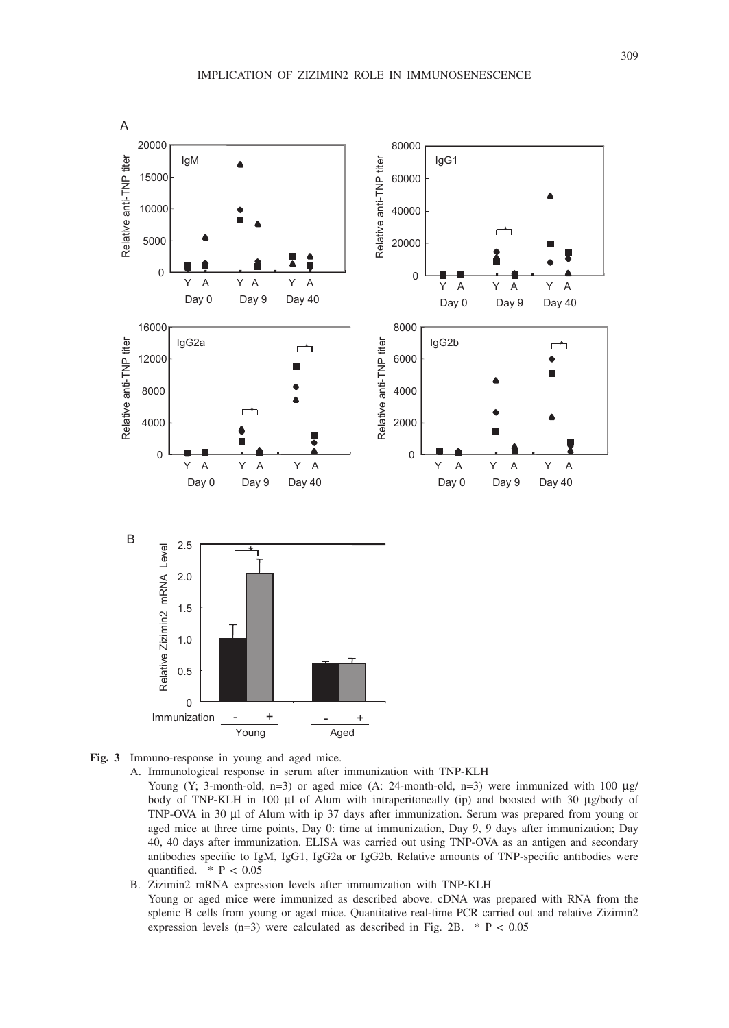**Fig. 3** Immuno-response in young and aged mice.

A. Immunological response in serum after immunization with TNP-KLH

Young (Y; 3-month-old, n=3) or aged mice (A: 24-month-old, n=3) were immunized with 100 µg/body of TNP-KLH in 100 µl of Alum with intraperitoneally (ip) and boosted with 30 µg/body of TNP-OVA in 30 µl of Alum with ip 37 days after immunization. Serum was prepared from young or aged mice at three time points, Day 0: time at immunization, Day 9, 9 days after immunization; Day 40, 40 days after immunization. ELISA was carried out using TNP-OVA as an antigen and secondary antibodies specific to IgM, IgG1, IgG2a or IgG2b. Relative amounts of TNP-specific antibodies were quantified. * $P < 0.05$

B. Zizimin2 mRNA expression levels after immunization with TNP-KLH

Young or aged mice were immunized as described above. cDNA was prepared with RNA from the splenic B cells from young or aged mice. Quantitative real-time PCR carried out and relative Zizimin2 expression levels (n=3) were calculated as described in Fig. 2B. * $P < 0.05$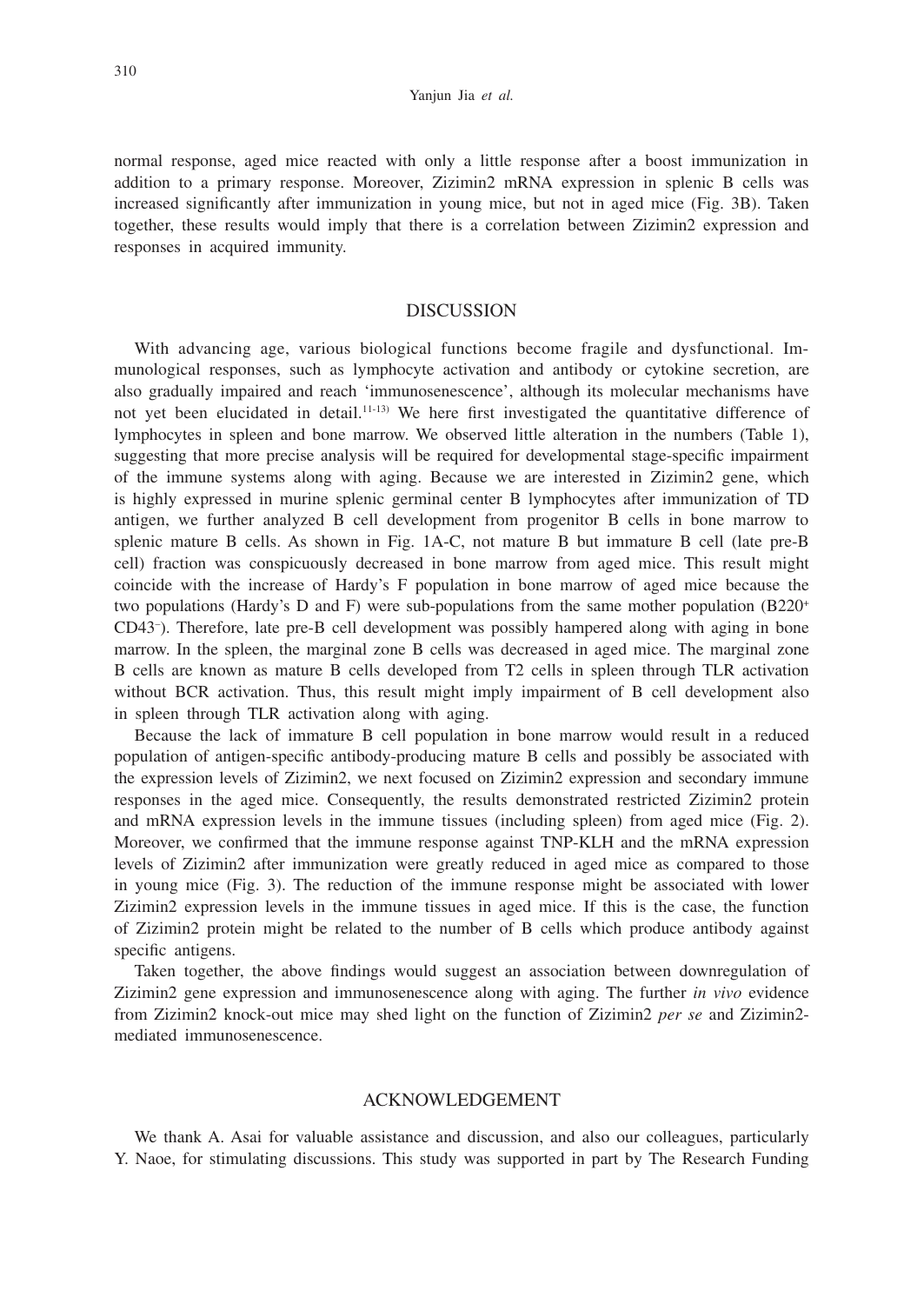normal response, aged mice reacted with only a little response after a boost immunization in addition to a primary response. Moreover, Zizimin2 mRNA expression in splenic B cells was increased significantly after immunization in young mice, but not in aged mice (Fig. 3B). Taken together, these results would imply that there is a correlation between Zizimin2 expression and responses in acquired immunity.

## DISCUSSION

With advancing age, various biological functions become fragile and dysfunctional. Immunological responses, such as lymphocyte activation and antibody or cytokine secretion, are also gradually impaired and reach 'immunosenescence', although its molecular mechanisms have not yet been elucidated in detail.[11-13] We here first investigated the quantitative difference of lymphocytes in spleen and bone marrow. We observed little alteration in the numbers (Table 1), suggesting that more precise analysis will be required for developmental stage-specific impairment of the immune systems along with aging. Because we are interested in Zizimin2 gene, which is highly expressed in murine splenic germinal center B lymphocytes after immunization of TD antigen, we further analyzed B cell development from progenitor B cells in bone marrow to splenic mature B cells. As shown in Fig. 1A-C, not mature B but immature B cell (late pre-B cell) fraction was conspicuously decreased in bone marrow from aged mice. This result might coincide with the increase of Hardy's F population in bone marrow of aged mice because the two populations (Hardy's D and F) were sub-populations from the same mother population ($B220^{+}$ $CD43^{-}$). Therefore, late pre-B cell development was possibly hampered along with aging in bone marrow. In the spleen, the marginal zone B cells was decreased in aged mice. The marginal zone B cells are known as mature B cells developed from T2 cells in spleen through TLR activation without BCR activation. Thus, this result might imply impairment of B cell development also in spleen through TLR activation along with aging.

Because the lack of immature B cell population in bone marrow would result in a reduced population of antigen-specific antibody-producing mature B cells and possibly be associated with the expression levels of Zizimin2, we next focused on Zizimin2 expression and secondary immune responses in the aged mice. Consequently, the results demonstrated restricted Zizimin2 protein and mRNA expression levels in the immune tissues (including spleen) from aged mice (Fig. 2). Moreover, we confirmed that the immune response against TNP-KLH and the mRNA expression levels of Zizimin2 after immunization were greatly reduced in aged mice as compared to those in young mice (Fig. 3). The reduction of the immune response might be associated with lower Zizimin2 expression levels in the immune tissues in aged mice. If this is the case, the function of Zizimin2 protein might be related to the number of B cells which produce antibody against specific antigens.

Taken together, the above findings would suggest an association between downregulation of Zizimin2 gene expression and immunosenescence along with aging. The further *in vivo* evidence from Zizimin2 knock-out mice may shed light on the function of Zizimin2 *per se* and Zizimin2-mediated immunosenescence.

## ACKNOWLEDGEMENT

We thank A. Asai for valuable assistance and discussion, and also our colleagues, particularly Y. Naoe, for stimulating discussions. This study was supported in part by The Research Funding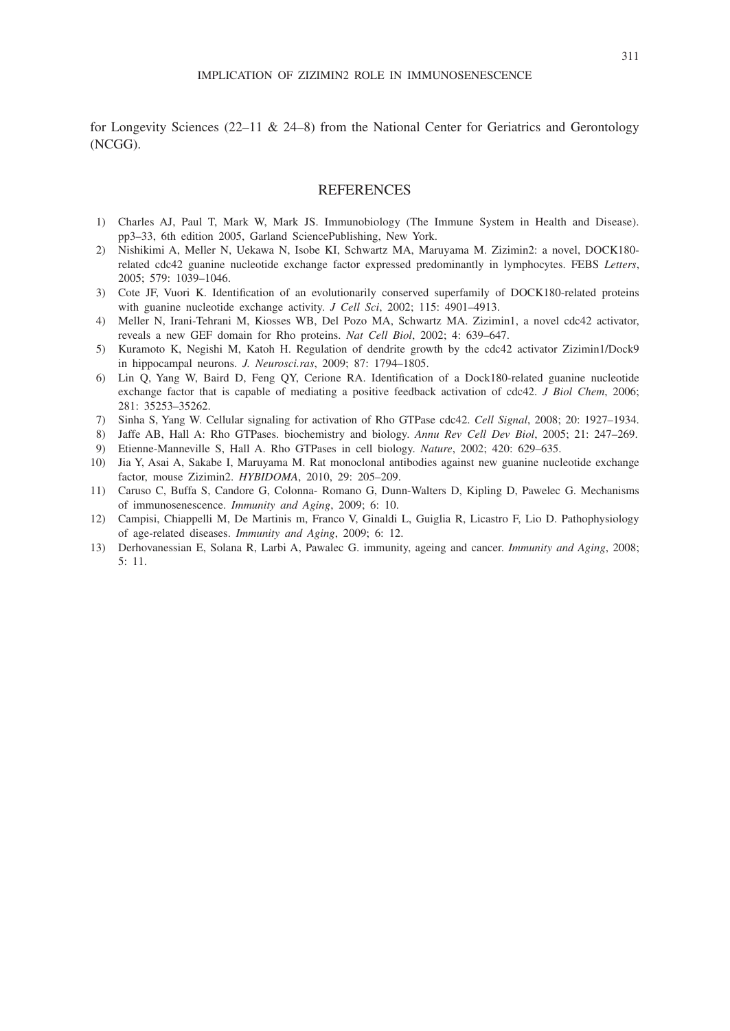for Longevity Sciences (22–11 & 24–8) from the National Center for Geriatrics and Gerontology (NCGG).

## REFERENCES

1) Charles AJ, Paul T, Mark W, Mark JS. Immunobiology (The Immune System in Health and Disease). pp3–33, 6th edition 2005, Garland SciencePublishing, New York.
2) Nishikimi A, Meller N, Uekawa N, Isobe KI, Schwartz MA, Maruyama M. Zizimin2: a novel, DOCK180-related cdc42 guanine nucleotide exchange factor expressed predominantly in lymphocytes. FEBS *Letters*, 2005; 579: 1039–1046.
3) Cote JF, Vuori K. Identification of an evolutionarily conserved superfamily of DOCK180-related proteins with guanine nucleotide exchange activity. *J Cell Sci*, 2002; 115: 4901–4913.
4) Meller N, Irani-Tehrani M, Kiosses WB, Del Pozo MA, Schwartz MA. Zizimin1, a novel cdc42 activator, reveals a new GEF domain for Rho proteins. *Nat Cell Biol*, 2002; 4: 639–647.
5) Kuramoto K, Negishi M, Katoh H. Regulation of dendrite growth by the cdc42 activator Zizimin1/Dock9 in hippocampal neurons. *J. Neurosci.ras*, 2009; 87: 1794–1805.
6) Lin Q, Yang W, Baird D, Feng QY, Cerione RA. Identification of a Dock180-related guanine nucleotide exchange factor that is capable of mediating a positive feedback activation of cdc42. *J Biol Chem*, 2006; 281: 35253–35262.
7) Sinha S, Yang W. Cellular signaling for activation of Rho GTPase cdc42. *Cell Signal*, 2008; 20: 1927–1934.
8) Jaffe AB, Hall A: Rho GTPases. biochemistry and biology. *Annu Rev Cell Dev Biol*, 2005; 21: 247–269.
9) Etienne-Manneville S, Hall A. Rho GTPases in cell biology. *Nature*, 2002; 420: 629–635.
10) Jia Y, Asai A, Sakabe I, Maruyama M. Rat monoclonal antibodies against new guanine nucleotide exchange factor, mouse Zizimin2. *HYBIDOMA*, 2010, 29: 205–209.
11) Caruso C, Buffa S, Candore G, Colonna- Romano G, Dunn-Walters D, Kipling D, Pawelec G. Mechanisms of immunosenescence. *Immunity and Aging*, 2009; 6: 10.
12) Campisi, Chiappelli M, De Martinis m, Franco V, Ginaldi L, Guiglia R, Licastro F, Lio D. Pathophysiology of age-related diseases. *Immunity and Aging*, 2009; 6: 12.
13) Derhovanessian E, Solana R, Larbi A, Pawalec G. immunity, ageing and cancer. *Immunity and Aging*, 2008; 5: 11.